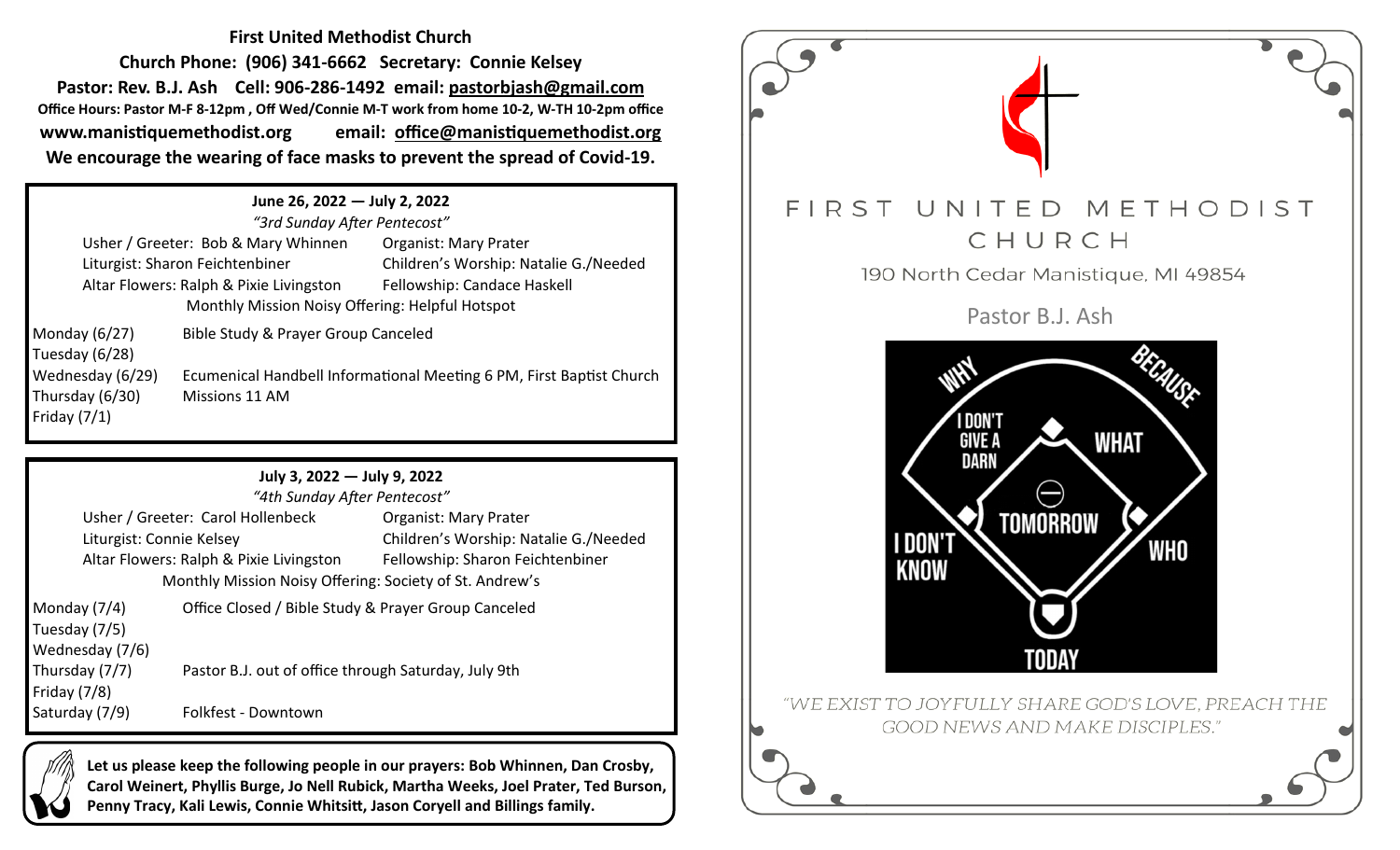**First United Methodist Church**

**Church Phone: (906) 341-6662 Secretary: Connie Kelsey**

**Pastor: Rev. B.J. Ash Cell: 906-286-1492 email: pastorbjash@gmail.com**

**Office Hours: Pastor M-F 8-12pm , Off Wed/Connie M-T work from home 10-2, W-TH 10-2pm office**

**www.manistiquemethodist.org email: office@manistiquemethodist.org**

**We encourage the wearing of face masks to prevent the spread of Covid-19.**

**June 26, 2022 — July 2, 2022**

*"3rd Sunday After Pentecost"*

Usher / Greeter: Bob & Mary Whinnen — Organist: Mary Prater

Liturgist: Sharon Feichtenbiner — Children's Worship: Natalie G./Needed

Altar Flowers: Ralph & Pixie Livingston — Fellowship: Candace Haskell

Monthly Mission Noisy Offering: Helpful Hotspot

| Day | Event |
|---|---|
| Monday (6/27) | Bible Study & Prayer Group Canceled |
| Tuesday (6/28) | |
| Wednesday (6/29) | Ecumenical Handbell Informational Meeting 6 PM, First Baptist Church |
| Thursday (6/30) | Missions 11 AM |
| Friday (7/1) | |

**July 3, 2022 — July 9, 2022**

*"4th Sunday After Pentecost"*

Usher / Greeter: Carol Hollenbeck — Organist: Mary Prater

Liturgist: Connie Kelsey — Children's Worship: Natalie G./Needed

Altar Flowers: Ralph & Pixie Livingston — Fellowship: Sharon Feichtenbiner

Monthly Mission Noisy Offering: Society of St. Andrew's

| Day | Event |
|---|---|
| Monday (7/4) | Office Closed / Bible Study & Prayer Group Canceled |
| Tuesday (7/5) | |
| Wednesday (7/6) | |
| Thursday (7/7) | Pastor B.J. out of office through Saturday, July 9th |
| Friday (7/8) | |
| Saturday (7/9) | Folkfest - Downtown |

**Let us please keep the following people in our prayers: Bob Whinnen, Dan Crosby, Carol Weinert, Phyllis Burge, Jo Nell Rubick, Martha Weeks, Joel Prater, Ted Burson, Penny Tracy, Kali Lewis, Connie Whitsitt, Jason Coryell and Billings family.**

# FIRST UNITED METHODIST CHURCH

190 North Cedar Manistique, MI 49854

Pastor B.J. Ash

"WE EXIST TO JOYFULLY SHARE GOD'S LOVE, PREACH THE GOOD NEWS AND MAKE DISCIPLES."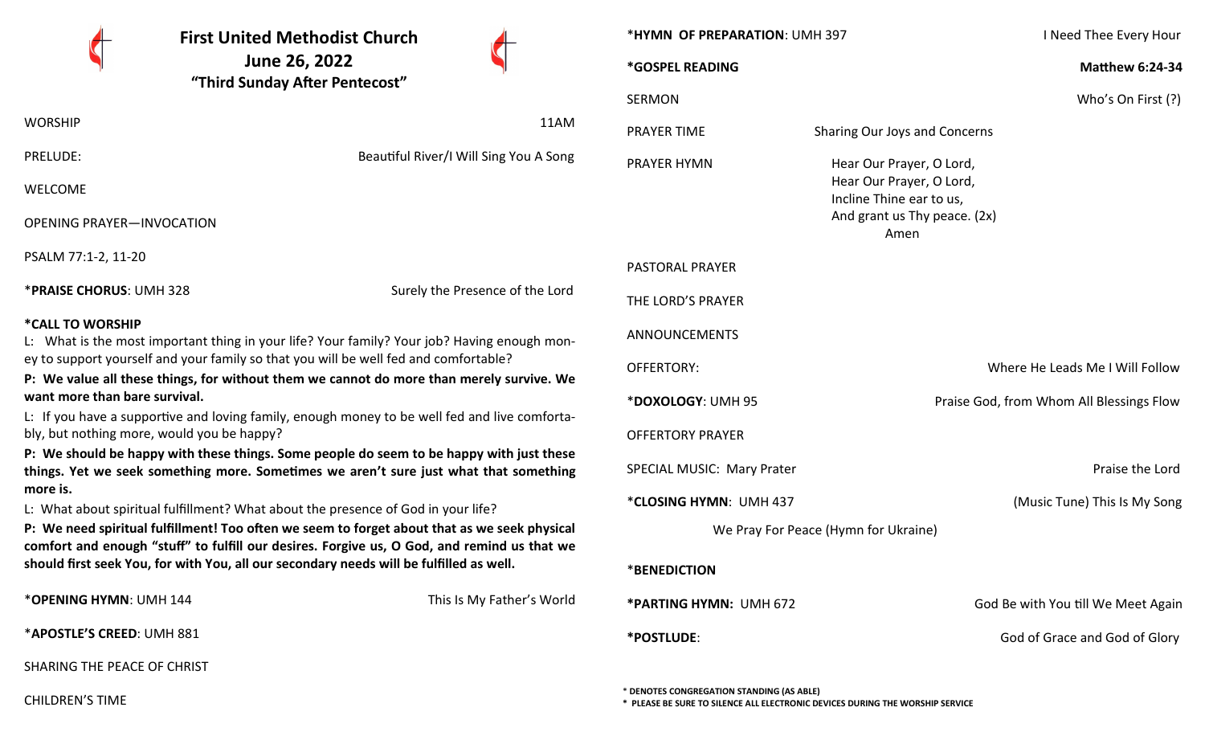# First United Methodist Church

## June 26, 2022

### “Third Sunday After Pentecost”

WORSHIP 11AM

PRELUDE: Beautiful River/I Will Sing You A Song

WELCOME

OPENING PRAYER—INVOCATION

PSALM 77:1-2, 11-20

*__PRAISE CHORUS__: UMH 328 Surely the Presence of the Lord

**\*CALL TO WORSHIP**

L: What is the most important thing in your life? Your family? Your job? Having enough money to support yourself and your family so that you will be well fed and comfortable?

**P: We value all these things, for without them we cannot do more than merely survive. We want more than bare survival.**

L: If you have a supportive and loving family, enough money to be well fed and live comfortably, but nothing more, would you be happy?

**P: We should be happy with these things. Some people do seem to be happy with just these things. Yet we seek something more. Sometimes we aren’t sure just what that something more is.**

L: What about spiritual fulfillment? What about the presence of God in your life?

**P: We need spiritual fulfillment! Too often we seem to forget about that as we seek physical comfort and enough “stuff” to fulfill our desires. Forgive us, O God, and remind us that we should first seek You, for with You, all our secondary needs will be fulfilled as well.**

*__OPENING HYMN__: UMH 144 This Is My Father’s World

*__APOSTLE’S CREED__: UMH 881

SHARING THE PEACE OF CHRIST

CHILDREN’S TIME

*__HYMN OF PREPARATION__: UMH 397 I Need Thee Every Hour

**\*GOSPEL READING** **Matthew 6:24-34**

SERMON Who’s On First (?)

PRAYER TIME Sharing Our Joys and Concerns

PRAYER HYMN

Hear Our Prayer, O Lord,
Hear Our Prayer, O Lord,
Incline Thine ear to us,
And grant us Thy peace. (2x)
Amen

PASTORAL PRAYER

THE LORD’S PRAYER

ANNOUNCEMENTS

OFFERTORY: Where He Leads Me I Will Follow

*__DOXOLOGY__: UMH 95 Praise God, from Whom All Blessings Flow

OFFERTORY PRAYER

SPECIAL MUSIC: Mary Prater Praise the Lord

*__CLOSING HYMN__: UMH 437 (Music Tune) This Is My Song

We Pray For Peace (Hymn for Ukraine)

**\*BENEDICTION**

**\*PARTING HYMN:** UMH 672 God Be with You till We Meet Again

**\*POSTLUDE**: God of Grace and God of Glory

* DENOTES CONGREGATION STANDING (AS ABLE)
* PLEASE BE SURE TO SILENCE ALL ELECTRONIC DEVICES DURING THE WORSHIP SERVICE